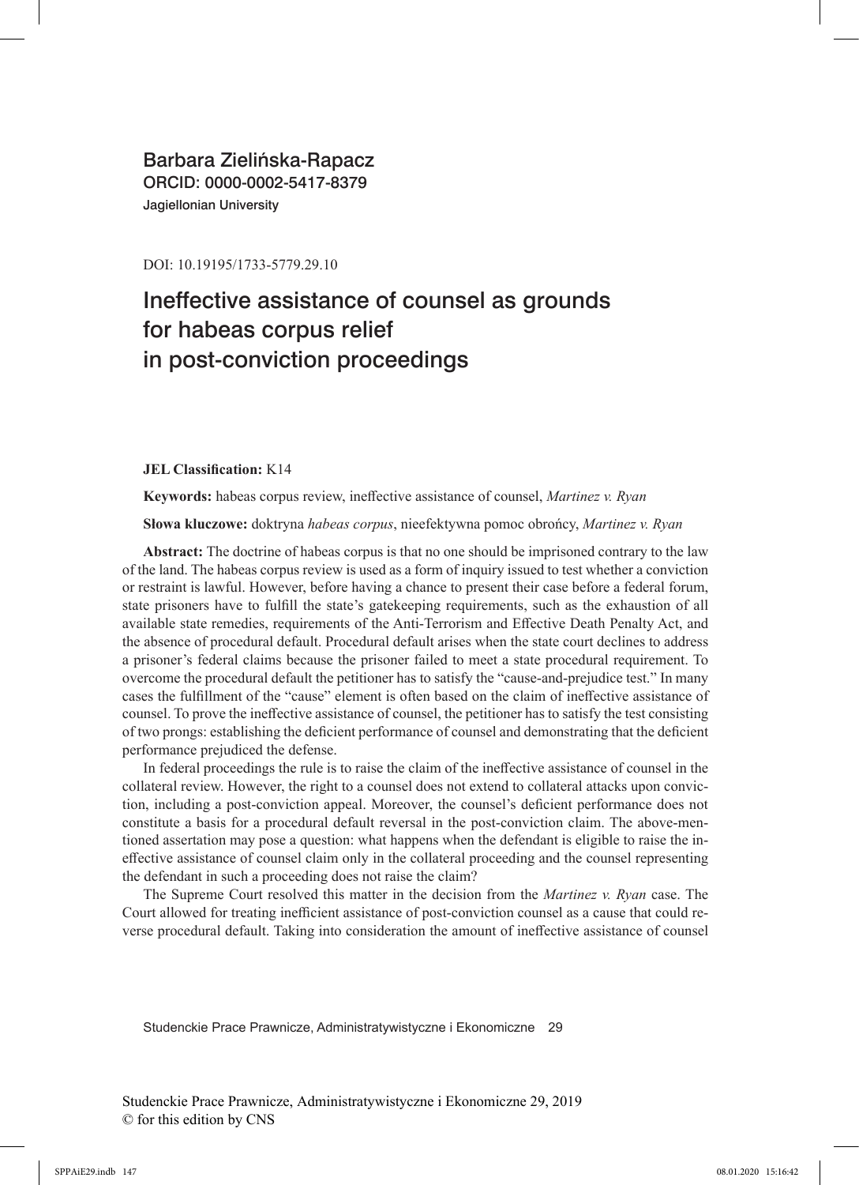Barbara Zielińska-Rapacz
ORCID: 0000-0002-5417-8379
Jagiellonian University

DOI: 10.19195/1733-5779.29.10

# Ineffective assistance of counsel as grounds for habeas corpus relief in post-conviction proceedings

**JEL Classification:** K14

**Keywords:** habeas corpus review, ineffective assistance of counsel, *Martinez v. Ryan*

**Słowa kluczowe:** doktryna *habeas corpus*, nieefektywna pomoc obrońcy, *Martinez v. Ryan*

**Abstract:** The doctrine of habeas corpus is that no one should be imprisoned contrary to the law of the land. The habeas corpus review is used as a form of inquiry issued to test whether a conviction or restraint is lawful. However, before having a chance to present their case before a federal forum, state prisoners have to fulfill the state's gatekeeping requirements, such as the exhaustion of all available state remedies, requirements of the Anti-Terrorism and Effective Death Penalty Act, and the absence of procedural default. Procedural default arises when the state court declines to address a prisoner's federal claims because the prisoner failed to meet a state procedural requirement. To overcome the procedural default the petitioner has to satisfy the "cause-and-prejudice test." In many cases the fulfillment of the "cause" element is often based on the claim of ineffective assistance of counsel. To prove the ineffective assistance of counsel, the petitioner has to satisfy the test consisting of two prongs: establishing the deficient performance of counsel and demonstrating that the deficient performance prejudiced the defense.

In federal proceedings the rule is to raise the claim of the ineffective assistance of counsel in the collateral review. However, the right to a counsel does not extend to collateral attacks upon conviction, including a post-conviction appeal. Moreover, the counsel's deficient performance does not constitute a basis for a procedural default reversal in the post-conviction claim. The above-mentioned assertation may pose a question: what happens when the defendant is eligible to raise the ineffective assistance of counsel claim only in the collateral proceeding and the counsel representing the defendant in such a proceeding does not raise the claim?

The Supreme Court resolved this matter in the decision from the *Martinez v. Ryan* case. The Court allowed for treating inefficient assistance of post-conviction counsel as a cause that could reverse procedural default. Taking into consideration the amount of ineffective assistance of counsel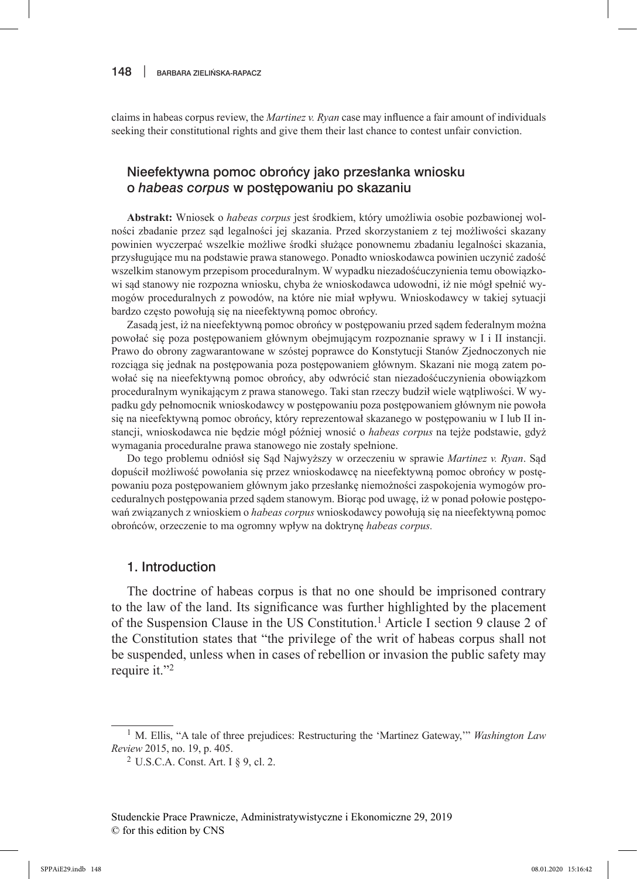claims in habeas corpus review, the *Martinez v. Ryan* case may influence a fair amount of individuals seeking their constitutional rights and give them their last chance to contest unfair conviction.

## Nieefektywna pomoc obrońcy jako przesłanka wniosku o *habeas corpus* w postępowaniu po skazaniu

**Abstrakt:** Wniosek o *habeas corpus* jest środkiem, który umożliwia osobie pozbawionej wolności zbadanie przez sąd legalności jej skazania. Przed skorzystaniem z tej możliwości skazany powinien wyczerpać wszelkie możliwe środki służące ponownemu zbadaniu legalności skazania, przysługujące mu na podstawie prawa stanowego. Ponadto wnioskodawca powinien uczynić zadość wszelkim stanowym przepisom proceduralnym. W wypadku niezadośćuczynienia temu obowiązkowi sąd stanowy nie rozpozna wniosku, chyba że wnioskodawca udowodni, iż nie mógł spełnić wymogów proceduralnych z powodów, na które nie miał wpływu. Wnioskodawcy w takiej sytuacji bardzo często powołują się na nieefektywną pomoc obrońcy.

Zasadą jest, iż na nieefektywną pomoc obrońcy w postępowaniu przed sądem federalnym można powołać się poza postępowaniem głównym obejmującym rozpoznanie sprawy w I i II instancji. Prawo do obrony zagwarantowane w szóstej poprawce do Konstytucji Stanów Zjednoczonych nie rozciąga się jednak na postępowania poza postępowaniem głównym. Skazani nie mogą zatem powołać się na nieefektywną pomoc obrońcy, aby odwrócić stan niezadośćuczynienia obowiązkom proceduralnym wynikającym z prawa stanowego. Taki stan rzeczy budził wiele wątpliwości. W wypadku gdy pełnomocnik wnioskodawcy w postępowaniu poza postępowaniem głównym nie powoła się na nieefektywną pomoc obrońcy, który reprezentował skazanego w postępowaniu w I lub II instancji, wnioskodawca nie będzie mógł później wnosić o *habeas corpus* na tejże podstawie, gdyż wymagania proceduralne prawa stanowego nie zostały spełnione.

Do tego problemu odniósł się Sąd Najwyższy w orzeczeniu w sprawie *Martinez v. Ryan*. Sąd dopuścił możliwość powołania się przez wnioskodawcę na nieefektywną pomoc obrońcy w postępowaniu poza postępowaniem głównym jako przesłankę niemożności zaspokojenia wymogów proceduralnych postępowania przed sądem stanowym. Biorąc pod uwagę, iż w ponad połowie postępowań związanych z wnioskiem o *habeas corpus* wnioskodawcy powołują się na nieefektywną pomoc obrońców, orzeczenie to ma ogromny wpływ na doktrynę *habeas corpus.*

## 1. Introduction

The doctrine of habeas corpus is that no one should be imprisoned contrary to the law of the land. Its significance was further highlighted by the placement of the Suspension Clause in the US Constitution.[1] Article I section 9 clause 2 of the Constitution states that "the privilege of the writ of habeas corpus shall not be suspended, unless when in cases of rebellion or invasion the public safety may require it."[2]

[1] M. Ellis, "A tale of three prejudices: Restructuring the 'Martinez Gateway,'" *Washington Law Review* 2015, no. 19, p. 405.

[2] U.S.C.A. Const. Art. I § 9, cl. 2.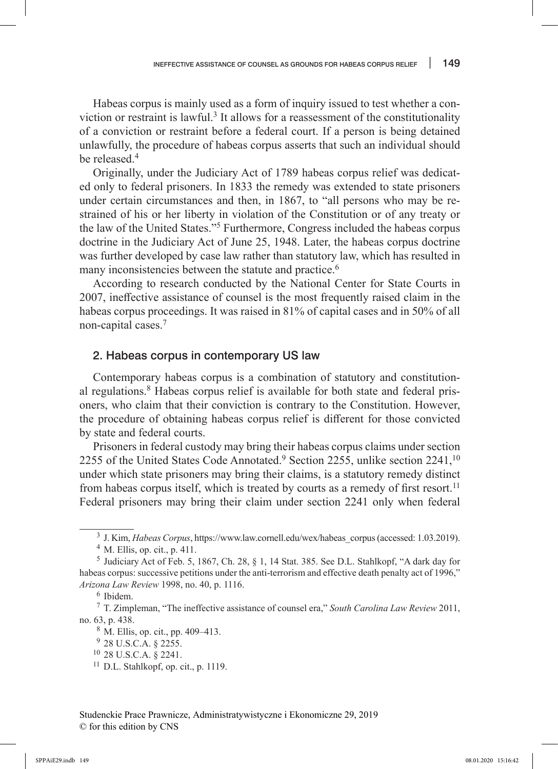Habeas corpus is mainly used as a form of inquiry issued to test whether a conviction or restraint is lawful.[3] It allows for a reassessment of the constitutionality of a conviction or restraint before a federal court. If a person is being detained unlawfully, the procedure of habeas corpus asserts that such an individual should be released.[4]

Originally, under the Judiciary Act of 1789 habeas corpus relief was dedicated only to federal prisoners. In 1833 the remedy was extended to state prisoners under certain circumstances and then, in 1867, to "all persons who may be restrained of his or her liberty in violation of the Constitution or of any treaty or the law of the United States."[5] Furthermore, Congress included the habeas corpus doctrine in the Judiciary Act of June 25, 1948. Later, the habeas corpus doctrine was further developed by case law rather than statutory law, which has resulted in many inconsistencies between the statute and practice.[6]

According to research conducted by the National Center for State Courts in 2007, ineffective assistance of counsel is the most frequently raised claim in the habeas corpus proceedings. It was raised in 81% of capital cases and in 50% of all non-capital cases.[7]

## 2. Habeas corpus in contemporary US law

Contemporary habeas corpus is a combination of statutory and constitutional regulations.[8] Habeas corpus relief is available for both state and federal prisoners, who claim that their conviction is contrary to the Constitution. However, the procedure of obtaining habeas corpus relief is different for those convicted by state and federal courts.

Prisoners in federal custody may bring their habeas corpus claims under section 2255 of the United States Code Annotated.[9] Section 2255, unlike section 2241,[10] under which state prisoners may bring their claims, is a statutory remedy distinct from habeas corpus itself, which is treated by courts as a remedy of first resort.[11] Federal prisoners may bring their claim under section 2241 only when federal

---

[3] J. Kim, *Habeas Corpus*, https://www.law.cornell.edu/wex/habeas_corpus (accessed: 1.03.2019).

[4] M. Ellis, op. cit., p. 411.

[5] Judiciary Act of Feb. 5, 1867, Ch. 28, § 1, 14 Stat. 385. See D.L. Stahlkopf, "A dark day for habeas corpus: successive petitions under the anti-terrorism and effective death penalty act of 1996," *Arizona Law Review* 1998, no. 40, p. 1116.

[6] Ibidem.

[7] T. Zimpleman, "The ineffective assistance of counsel era," *South Carolina Law Review* 2011, no. 63, p. 438.

[8] M. Ellis, op. cit., pp. 409–413.

[9] 28 U.S.C.A. § 2255.

[10] 28 U.S.C.A. § 2241.

[11] D.L. Stahlkopf, op. cit., p. 1119.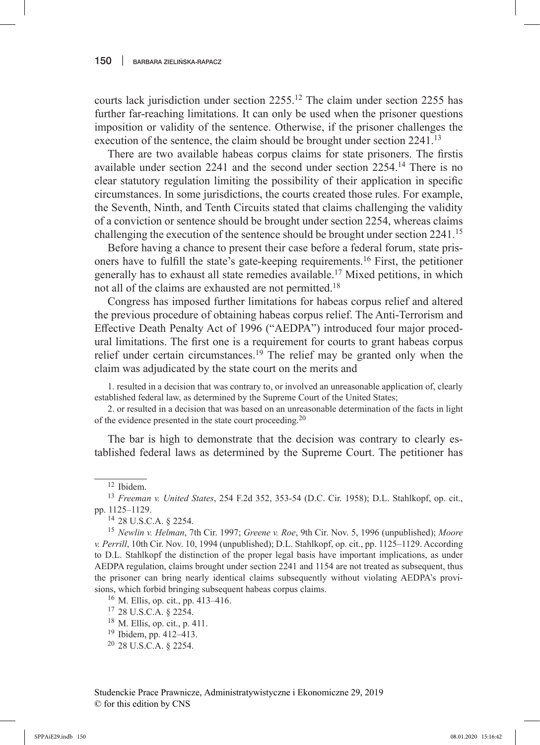courts lack jurisdiction under section 2255.[12] The claim under section 2255 has further far-reaching limitations. It can only be used when the prisoner questions imposition or validity of the sentence. Otherwise, if the prisoner challenges the execution of the sentence, the claim should be brought under section 2241.[13]

There are two available habeas corpus claims for state prisoners. The firstis available under section 2241 and the second under section 2254.[14] There is no clear statutory regulation limiting the possibility of their application in specific circumstances. In some jurisdictions, the courts created those rules. For example, the Seventh, Ninth, and Tenth Circuits stated that claims challenging the validity of a conviction or sentence should be brought under section 2254, whereas claims challenging the execution of the sentence should be brought under section 2241.[15]

Before having a chance to present their case before a federal forum, state prisoners have to fulfill the state's gate-keeping requirements.[16] First, the petitioner generally has to exhaust all state remedies available.[17] Mixed petitions, in which not all of the claims are exhausted are not permitted.[18]

Congress has imposed further limitations for habeas corpus relief and altered the previous procedure of obtaining habeas corpus relief. The Anti-Terrorism and Effective Death Penalty Act of 1996 ("AEDPA") introduced four major procedural limitations. The first one is a requirement for courts to grant habeas corpus relief under certain circumstances.[19] The relief may be granted only when the claim was adjudicated by the state court on the merits and

1. resulted in a decision that was contrary to, or involved an unreasonable application of, clearly established federal law, as determined by the Supreme Court of the United States;

2. or resulted in a decision that was based on an unreasonable determination of the facts in light of the evidence presented in the state court proceeding.[20]

The bar is high to demonstrate that the decision was contrary to clearly established federal laws as determined by the Supreme Court. The petitioner has

---

[12] Ibidem.

[13] *Freeman v. United States*, 254 F.2d 352, 353-54 (D.C. Cir. 1958); D.L. Stahlkopf, op. cit., pp. 1125–1129.

[14] 28 U.S.C.A. § 2254.

[15] *Newlin v. Helman*, 7th Cir. 1997; *Greene v. Roe*, 9th Cir. Nov. 5, 1996 (unpublished); *Moore v. Perrill*, 10th Cir. Nov. 10, 1994 (unpublished); D.L. Stahlkopf, op. cit., pp. 1125–1129. According to D.L. Stahlkopf the distinction of the proper legal basis have important implications, as under AEDPA regulation, claims brought under section 2241 and 1154 are not treated as subsequent, thus the prisoner can bring nearly identical claims subsequently without violating AEDPA's provisions, which forbid bringing subsequent habeas corpus claims.

[16] M. Ellis, op. cit., pp. 413–416.

[17] 28 U.S.C.A. § 2254.

[18] M. Ellis, op. cit., p. 411.

[19] Ibidem, pp. 412–413.

[20] 28 U.S.C.A. § 2254.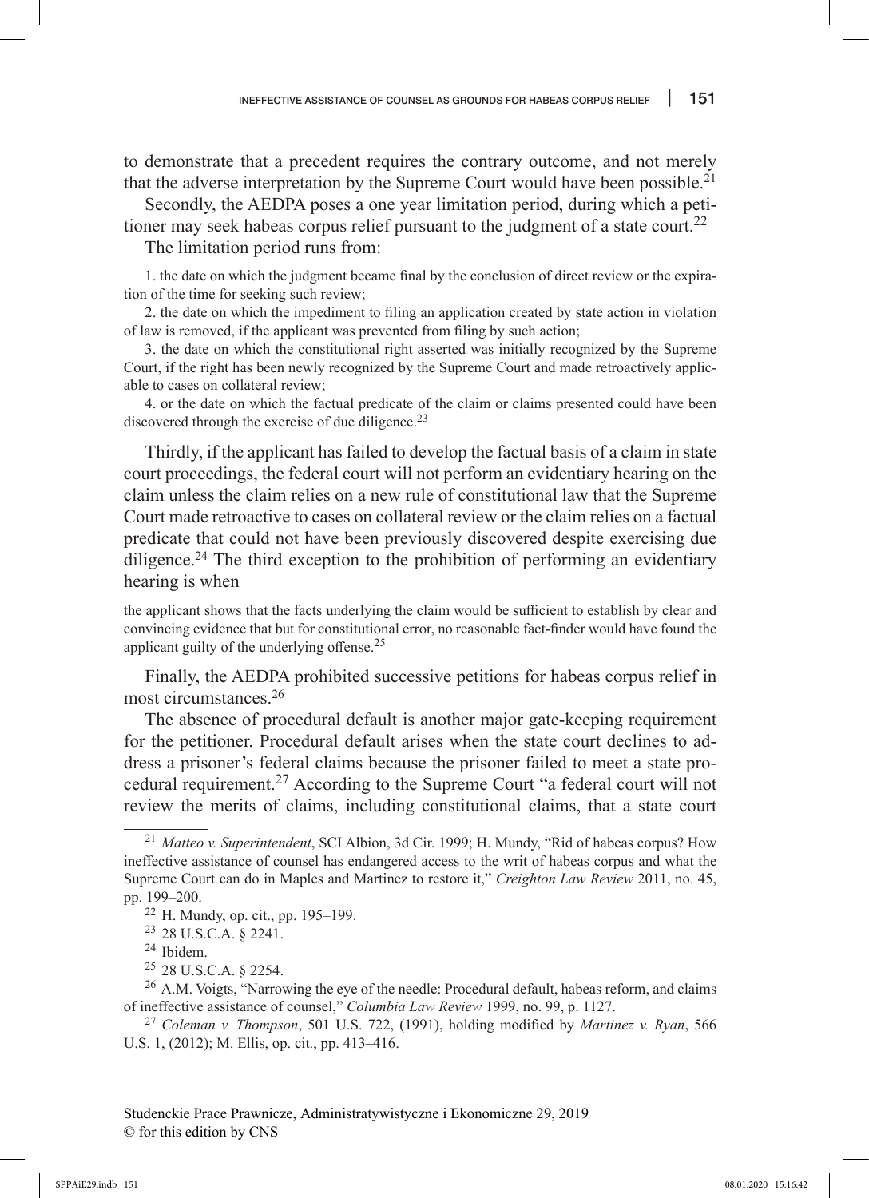to demonstrate that a precedent requires the contrary outcome, and not merely that the adverse interpretation by the Supreme Court would have been possible.[21]

Secondly, the AEDPA poses a one year limitation period, during which a petitioner may seek habeas corpus relief pursuant to the judgment of a state court.[22]

The limitation period runs from:

> 1. the date on which the judgment became final by the conclusion of direct review or the expiration of the time for seeking such review;
>
> 2. the date on which the impediment to filing an application created by state action in violation of law is removed, if the applicant was prevented from filing by such action;
>
> 3. the date on which the constitutional right asserted was initially recognized by the Supreme Court, if the right has been newly recognized by the Supreme Court and made retroactively applicable to cases on collateral review;
>
> 4. or the date on which the factual predicate of the claim or claims presented could have been discovered through the exercise of due diligence.[23]

Thirdly, if the applicant has failed to develop the factual basis of a claim in state court proceedings, the federal court will not perform an evidentiary hearing on the claim unless the claim relies on a new rule of constitutional law that the Supreme Court made retroactive to cases on collateral review or the claim relies on a factual predicate that could not have been previously discovered despite exercising due diligence.[24] The third exception to the prohibition of performing an evidentiary hearing is when

> the applicant shows that the facts underlying the claim would be sufficient to establish by clear and convincing evidence that but for constitutional error, no reasonable fact-finder would have found the applicant guilty of the underlying offense.[25]

Finally, the AEDPA prohibited successive petitions for habeas corpus relief in most circumstances.[26]

The absence of procedural default is another major gate-keeping requirement for the petitioner. Procedural default arises when the state court declines to address a prisoner's federal claims because the prisoner failed to meet a state procedural requirement.[27] According to the Supreme Court "a federal court will not review the merits of claims, including constitutional claims, that a state court

---

[21] *Matteo v. Superintendent*, SCI Albion, 3d Cir. 1999; H. Mundy, "Rid of habeas corpus? How ineffective assistance of counsel has endangered access to the writ of habeas corpus and what the Supreme Court can do in Maples and Martinez to restore it," *Creighton Law Review* 2011, no. 45, pp. 199–200.

[22] H. Mundy, op. cit., pp. 195–199.

[23] 28 U.S.C.A. § 2241.

[24] Ibidem.

[25] 28 U.S.C.A. § 2254.

[26] A.M. Voigts, "Narrowing the eye of the needle: Procedural default, habeas reform, and claims of ineffective assistance of counsel," *Columbia Law Review* 1999, no. 99, p. 1127.

[27] *Coleman v. Thompson*, 501 U.S. 722, (1991), holding modified by *Martinez v. Ryan*, 566 U.S. 1, (2012); M. Ellis, op. cit., pp. 413–416.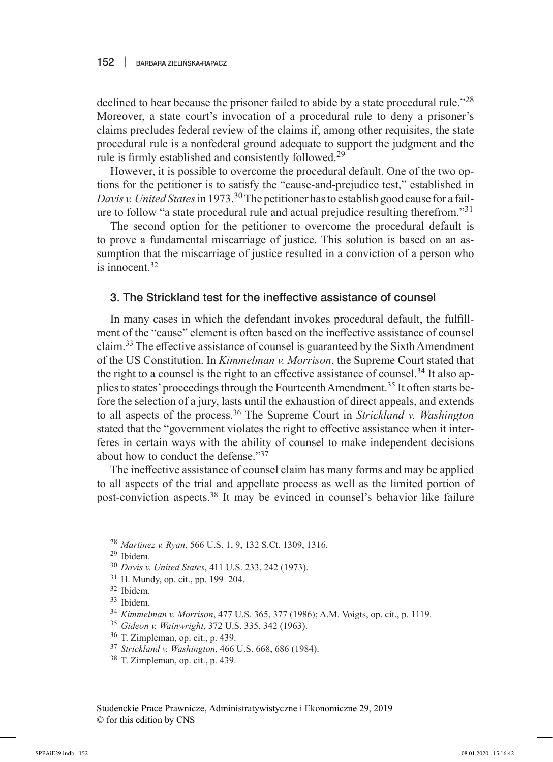declined to hear because the prisoner failed to abide by a state procedural rule."[28] Moreover, a state court's invocation of a procedural rule to deny a prisoner's claims precludes federal review of the claims if, among other requisites, the state procedural rule is a nonfederal ground adequate to support the judgment and the rule is firmly established and consistently followed.[29]

However, it is possible to overcome the procedural default. One of the two options for the petitioner is to satisfy the "cause-and-prejudice test," established in *Davis v. United States* in 1973.[30] The petitioner has to establish good cause for a failure to follow "a state procedural rule and actual prejudice resulting therefrom."[31]

The second option for the petitioner to overcome the procedural default is to prove a fundamental miscarriage of justice. This solution is based on an assumption that the miscarriage of justice resulted in a conviction of a person who is innocent.[32]

## 3. The Strickland test for the ineffective assistance of counsel

In many cases in which the defendant invokes procedural default, the fulfillment of the "cause" element is often based on the ineffective assistance of counsel claim.[33] The effective assistance of counsel is guaranteed by the Sixth Amendment of the US Constitution. In *Kimmelman v. Morrison*, the Supreme Court stated that the right to a counsel is the right to an effective assistance of counsel.[34] It also applies to states' proceedings through the Fourteenth Amendment.[35] It often starts before the selection of a jury, lasts until the exhaustion of direct appeals, and extends to all aspects of the process.[36] The Supreme Court in *Strickland v. Washington* stated that the "government violates the right to effective assistance when it interferes in certain ways with the ability of counsel to make independent decisions about how to conduct the defense."[37]

The ineffective assistance of counsel claim has many forms and may be applied to all aspects of the trial and appellate process as well as the limited portion of post-conviction aspects.[38] It may be evinced in counsel's behavior like failure

---

[28] *Martinez v. Ryan*, 566 U.S. 1, 9, 132 S.Ct. 1309, 1316.

[29] Ibidem.

[30] *Davis v. United States*, 411 U.S. 233, 242 (1973).

[31] H. Mundy, op. cit., pp. 199–204.

[32] Ibidem.

[33] Ibidem.

[34] *Kimmelman v. Morrison*, 477 U.S. 365, 377 (1986); A.M. Voigts, op. cit., p. 1119.

[35] *Gideon v. Wainwright*, 372 U.S. 335, 342 (1963).

[36] T. Zimpleman, op. cit., p. 439.

[37] *Strickland v. Washington*, 466 U.S. 668, 686 (1984).

[38] T. Zimpleman, op. cit., p. 439.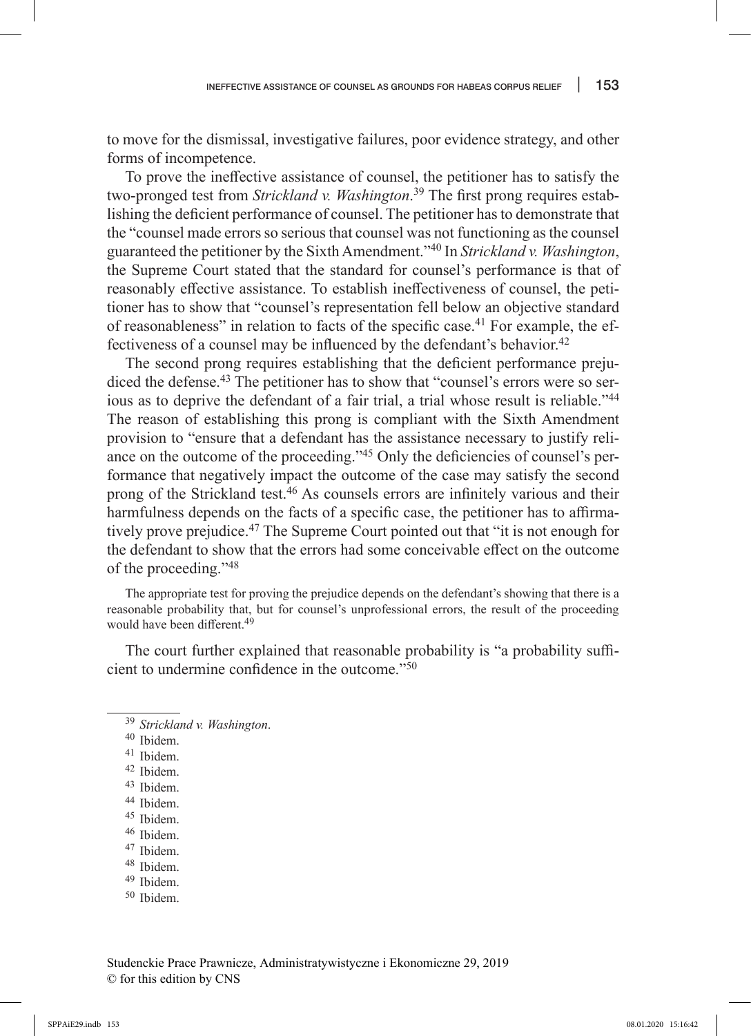to move for the dismissal, investigative failures, poor evidence strategy, and other forms of incompetence.

To prove the ineffective assistance of counsel, the petitioner has to satisfy the two-pronged test from *Strickland v. Washington*.[39] The first prong requires establishing the deficient performance of counsel. The petitioner has to demonstrate that the "counsel made errors so serious that counsel was not functioning as the counsel guaranteed the petitioner by the Sixth Amendment."[40] In *Strickland v. Washington*, the Supreme Court stated that the standard for counsel's performance is that of reasonably effective assistance. To establish ineffectiveness of counsel, the petitioner has to show that "counsel's representation fell below an objective standard of reasonableness" in relation to facts of the specific case.[41] For example, the effectiveness of a counsel may be influenced by the defendant's behavior.[42]

The second prong requires establishing that the deficient performance prejudiced the defense.[43] The petitioner has to show that "counsel's errors were so serious as to deprive the defendant of a fair trial, a trial whose result is reliable."[44] The reason of establishing this prong is compliant with the Sixth Amendment provision to "ensure that a defendant has the assistance necessary to justify reliance on the outcome of the proceeding."[45] Only the deficiencies of counsel's performance that negatively impact the outcome of the case may satisfy the second prong of the Strickland test.[46] As counsels errors are infinitely various and their harmfulness depends on the facts of a specific case, the petitioner has to affirmatively prove prejudice.[47] The Supreme Court pointed out that "it is not enough for the defendant to show that the errors had some conceivable effect on the outcome of the proceeding."[48]

> The appropriate test for proving the prejudice depends on the defendant's showing that there is a reasonable probability that, but for counsel's unprofessional errors, the result of the proceeding would have been different.[49]

The court further explained that reasonable probability is "a probability sufficient to undermine confidence in the outcome."[50]

---

[39] *Strickland v. Washington*.

[40] Ibidem.

[41] Ibidem.

[42] Ibidem.

[43] Ibidem.

[44] Ibidem.

[45] Ibidem.

[46] Ibidem.

[47] Ibidem.

[48] Ibidem.

[49] Ibidem.

[50] Ibidem.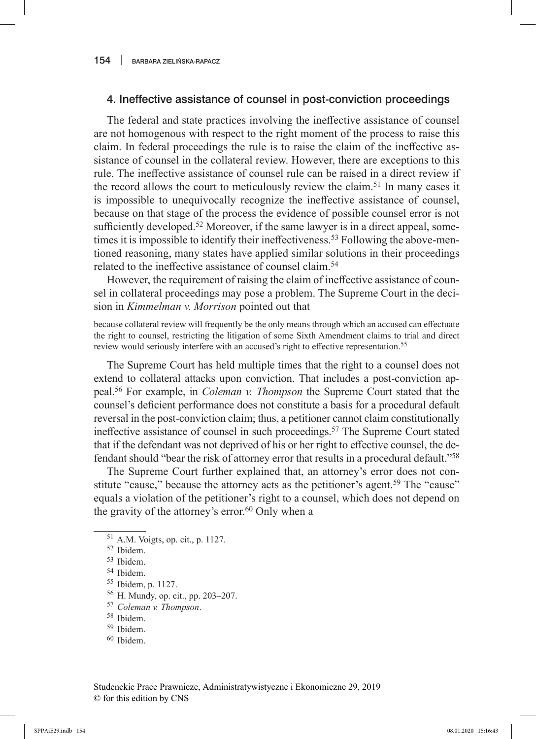## 4. Ineffective assistance of counsel in post-conviction proceedings

The federal and state practices involving the ineffective assistance of counsel are not homogenous with respect to the right moment of the process to raise this claim. In federal proceedings the rule is to raise the claim of the ineffective assistance of counsel in the collateral review. However, there are exceptions to this rule. The ineffective assistance of counsel rule can be raised in a direct review if the record allows the court to meticulously review the claim.[51] In many cases it is impossible to unequivocally recognize the ineffective assistance of counsel, because on that stage of the process the evidence of possible counsel error is not sufficiently developed.[52] Moreover, if the same lawyer is in a direct appeal, sometimes it is impossible to identify their ineffectiveness.[53] Following the above-mentioned reasoning, many states have applied similar solutions in their proceedings related to the ineffective assistance of counsel claim.[54]

However, the requirement of raising the claim of ineffective assistance of counsel in collateral proceedings may pose a problem. The Supreme Court in the decision in *Kimmelman v. Morrison* pointed out that

> because collateral review will frequently be the only means through which an accused can effectuate the right to counsel, restricting the litigation of some Sixth Amendment claims to trial and direct review would seriously interfere with an accused's right to effective representation.[55]

The Supreme Court has held multiple times that the right to a counsel does not extend to collateral attacks upon conviction. That includes a post-conviction appeal.[56] For example, in *Coleman v. Thompson* the Supreme Court stated that the counsel's deficient performance does not constitute a basis for a procedural default reversal in the post-conviction claim; thus, a petitioner cannot claim constitutionally ineffective assistance of counsel in such proceedings.[57] The Supreme Court stated that if the defendant was not deprived of his or her right to effective counsel, the defendant should "bear the risk of attorney error that results in a procedural default."[58]

The Supreme Court further explained that, an attorney's error does not constitute "cause," because the attorney acts as the petitioner's agent.[59] The "cause" equals a violation of the petitioner's right to a counsel, which does not depend on the gravity of the attorney's error.[60] Only when a

---

[51] A.M. Voigts, op. cit., p. 1127.

[52] Ibidem.

[53] Ibidem.

[54] Ibidem.

[55] Ibidem, p. 1127.

[56] H. Mundy, op. cit., pp. 203–207.

[57] *Coleman v. Thompson*.

[58] Ibidem.

[59] Ibidem.

[60] Ibidem.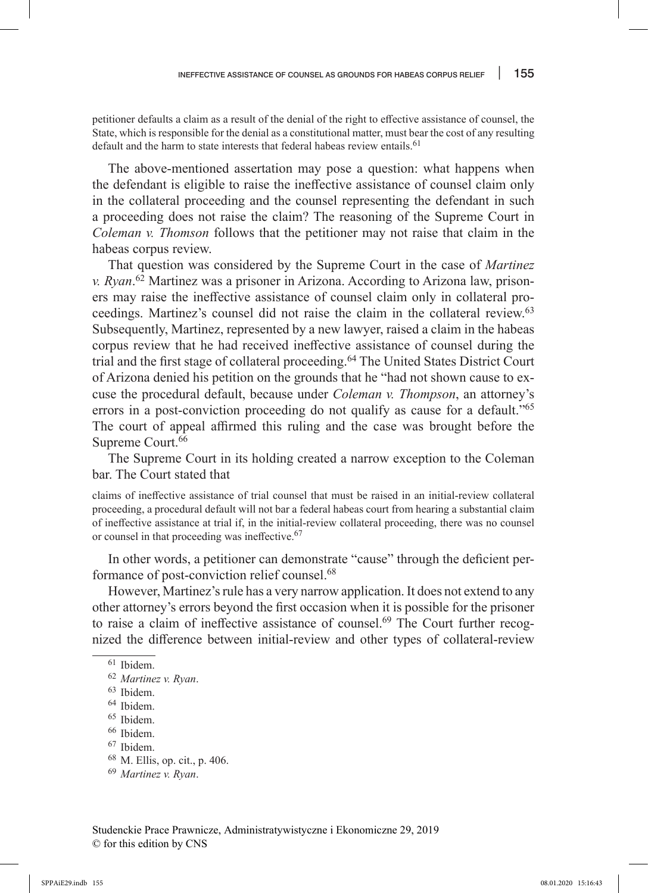petitioner defaults a claim as a result of the denial of the right to effective assistance of counsel, the State, which is responsible for the denial as a constitutional matter, must bear the cost of any resulting default and the harm to state interests that federal habeas review entails.[61]

The above-mentioned assertion may pose a question: what happens when the defendant is eligible to raise the ineffective assistance of counsel claim only in the collateral proceeding and the counsel representing the defendant in such a proceeding does not raise the claim? The reasoning of the Supreme Court in *Coleman v. Thomson* follows that the petitioner may not raise that claim in the habeas corpus review.

That question was considered by the Supreme Court in the case of *Martinez v. Ryan*.[62] Martinez was a prisoner in Arizona. According to Arizona law, prisoners may raise the ineffective assistance of counsel claim only in collateral proceedings. Martinez's counsel did not raise the claim in the collateral review.[63] Subsequently, Martinez, represented by a new lawyer, raised a claim in the habeas corpus review that he had received ineffective assistance of counsel during the trial and the first stage of collateral proceeding.[64] The United States District Court of Arizona denied his petition on the grounds that he "had not shown cause to excuse the procedural default, because under *Coleman v. Thompson*, an attorney's errors in a post-conviction proceeding do not qualify as cause for a default."[65] The court of appeal affirmed this ruling and the case was brought before the Supreme Court.[66]

The Supreme Court in its holding created a narrow exception to the Coleman bar. The Court stated that

claims of ineffective assistance of trial counsel that must be raised in an initial-review collateral proceeding, a procedural default will not bar a federal habeas court from hearing a substantial claim of ineffective assistance at trial if, in the initial-review collateral proceeding, there was no counsel or counsel in that proceeding was ineffective.[67]

In other words, a petitioner can demonstrate "cause" through the deficient performance of post-conviction relief counsel.[68]

However, Martinez's rule has a very narrow application. It does not extend to any other attorney's errors beyond the first occasion when it is possible for the prisoner to raise a claim of ineffective assistance of counsel.[69] The Court further recognized the difference between initial-review and other types of collateral-review

[61] Ibidem.

[62] *Martinez v. Ryan*.

[63] Ibidem.

[64] Ibidem.

[65] Ibidem.

[66] Ibidem.

[67] Ibidem.

[68] M. Ellis, op. cit., p. 406.

[69] *Martinez v. Ryan*.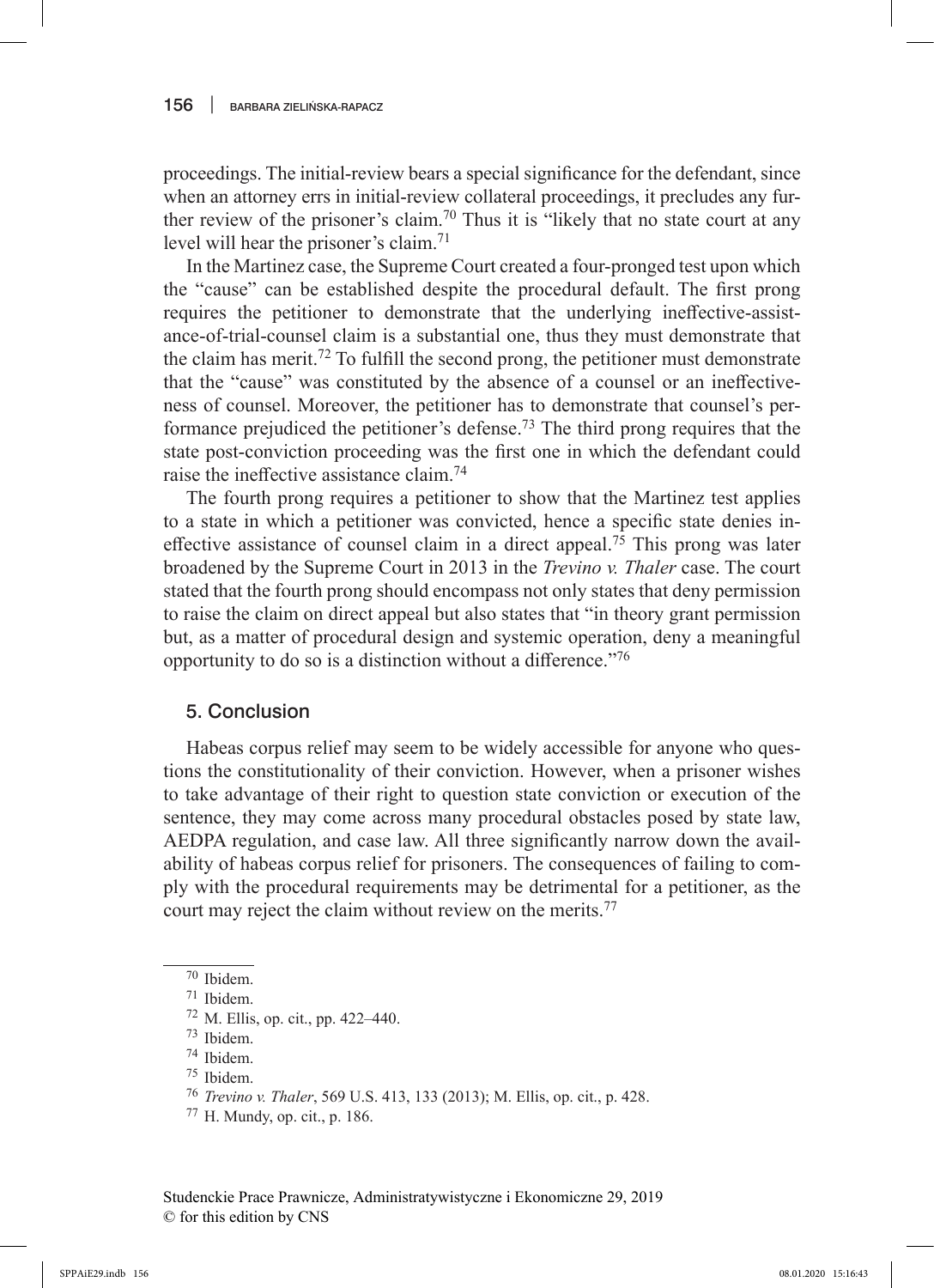proceedings. The initial-review bears a special significance for the defendant, since when an attorney errs in initial-review collateral proceedings, it precludes any further review of the prisoner's claim.[70] Thus it is "likely that no state court at any level will hear the prisoner's claim.[71]

In the Martinez case, the Supreme Court created a four-pronged test upon which the "cause" can be established despite the procedural default. The first prong requires the petitioner to demonstrate that the underlying ineffective-assistance-of-trial-counsel claim is a substantial one, thus they must demonstrate that the claim has merit.[72] To fulfill the second prong, the petitioner must demonstrate that the "cause" was constituted by the absence of a counsel or an ineffectiveness of counsel. Moreover, the petitioner has to demonstrate that counsel's performance prejudiced the petitioner's defense.[73] The third prong requires that the state post-conviction proceeding was the first one in which the defendant could raise the ineffective assistance claim.[74]

The fourth prong requires a petitioner to show that the Martinez test applies to a state in which a petitioner was convicted, hence a specific state denies ineffective assistance of counsel claim in a direct appeal.[75] This prong was later broadened by the Supreme Court in 2013 in the *Trevino v. Thaler* case. The court stated that the fourth prong should encompass not only states that deny permission to raise the claim on direct appeal but also states that "in theory grant permission but, as a matter of procedural design and systemic operation, deny a meaningful opportunity to do so is a distinction without a difference."[76]

## 5. Conclusion

Habeas corpus relief may seem to be widely accessible for anyone who questions the constitutionality of their conviction. However, when a prisoner wishes to take advantage of their right to question state conviction or execution of the sentence, they may come across many procedural obstacles posed by state law, AEDPA regulation, and case law. All three significantly narrow down the availability of habeas corpus relief for prisoners. The consequences of failing to comply with the procedural requirements may be detrimental for a petitioner, as the court may reject the claim without review on the merits.[77]

---

[70] Ibidem.

[71] Ibidem.

[72] M. Ellis, op. cit., pp. 422–440.

[73] Ibidem.

[74] Ibidem.

[75] Ibidem.

[76] *Trevino v. Thaler*, 569 U.S. 413, 133 (2013); M. Ellis, op. cit., p. 428.

[77] H. Mundy, op. cit., p. 186.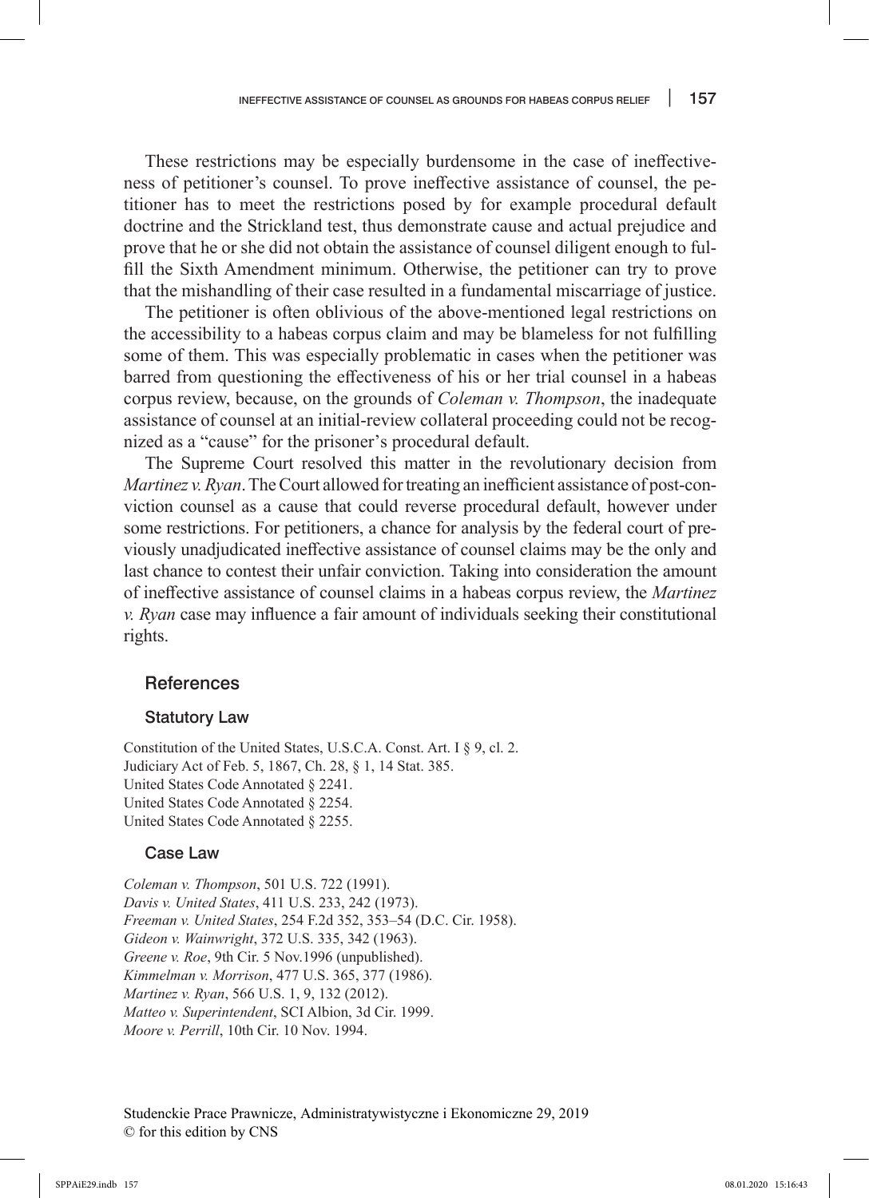These restrictions may be especially burdensome in the case of ineffectiveness of petitioner's counsel. To prove ineffective assistance of counsel, the petitioner has to meet the restrictions posed by for example procedural default doctrine and the Strickland test, thus demonstrate cause and actual prejudice and prove that he or she did not obtain the assistance of counsel diligent enough to fulfill the Sixth Amendment minimum. Otherwise, the petitioner can try to prove that the mishandling of their case resulted in a fundamental miscarriage of justice.

The petitioner is often oblivious of the above-mentioned legal restrictions on the accessibility to a habeas corpus claim and may be blameless for not fulfilling some of them. This was especially problematic in cases when the petitioner was barred from questioning the effectiveness of his or her trial counsel in a habeas corpus review, because, on the grounds of *Coleman v. Thompson*, the inadequate assistance of counsel at an initial-review collateral proceeding could not be recognized as a "cause" for the prisoner's procedural default.

The Supreme Court resolved this matter in the revolutionary decision from *Martinez v. Ryan*. The Court allowed for treating an inefficient assistance of post-conviction counsel as a cause that could reverse procedural default, however under some restrictions. For petitioners, a chance for analysis by the federal court of previously unadjudicated ineffective assistance of counsel claims may be the only and last chance to contest their unfair conviction. Taking into consideration the amount of ineffective assistance of counsel claims in a habeas corpus review, the *Martinez v. Ryan* case may influence a fair amount of individuals seeking their constitutional rights.

## References

### Statutory Law

Constitution of the United States, U.S.C.A. Const. Art. I § 9, cl. 2.
Judiciary Act of Feb. 5, 1867, Ch. 28, § 1, 14 Stat. 385.
United States Code Annotated § 2241.
United States Code Annotated § 2254.
United States Code Annotated § 2255.

### Case Law

*Coleman v. Thompson*, 501 U.S. 722 (1991).
*Davis v. United States*, 411 U.S. 233, 242 (1973).
*Freeman v. United States*, 254 F.2d 352, 353–54 (D.C. Cir. 1958).
*Gideon v. Wainwright*, 372 U.S. 335, 342 (1963).
*Greene v. Roe*, 9th Cir. 5 Nov.1996 (unpublished).
*Kimmelman v. Morrison*, 477 U.S. 365, 377 (1986).
*Martinez v. Ryan*, 566 U.S. 1, 9, 132 (2012).
*Matteo v. Superintendent*, SCI Albion, 3d Cir. 1999.
*Moore v. Perrill*, 10th Cir. 10 Nov. 1994.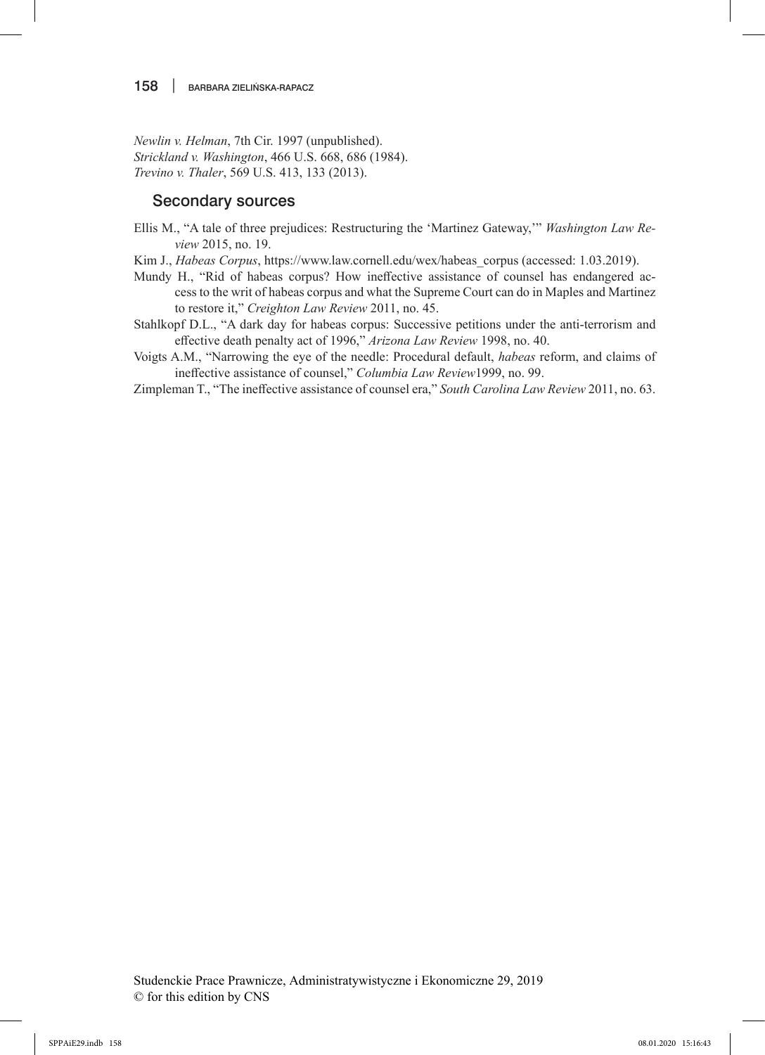*Newlin v. Helman*, 7th Cir. 1997 (unpublished).
*Strickland v. Washington*, 466 U.S. 668, 686 (1984).
*Trevino v. Thaler*, 569 U.S. 413, 133 (2013).

## Secondary sources

Ellis M., "A tale of three prejudices: Restructuring the 'Martinez Gateway,'" *Washington Law Review* 2015, no. 19.

Kim J., *Habeas Corpus*, https://www.law.cornell.edu/wex/habeas_corpus (accessed: 1.03.2019).

Mundy H., "Rid of habeas corpus? How ineffective assistance of counsel has endangered access to the writ of habeas corpus and what the Supreme Court can do in Maples and Martinez to restore it," *Creighton Law Review* 2011, no. 45.

Stahlkopf D.L., "A dark day for habeas corpus: Successive petitions under the anti-terrorism and effective death penalty act of 1996," *Arizona Law Review* 1998, no. 40.

Voigts A.M., "Narrowing the eye of the needle: Procedural default, *habeas* reform, and claims of ineffective assistance of counsel," *Columbia Law Review*1999, no. 99.

Zimpleman T., "The ineffective assistance of counsel era," *South Carolina Law Review* 2011, no. 63.